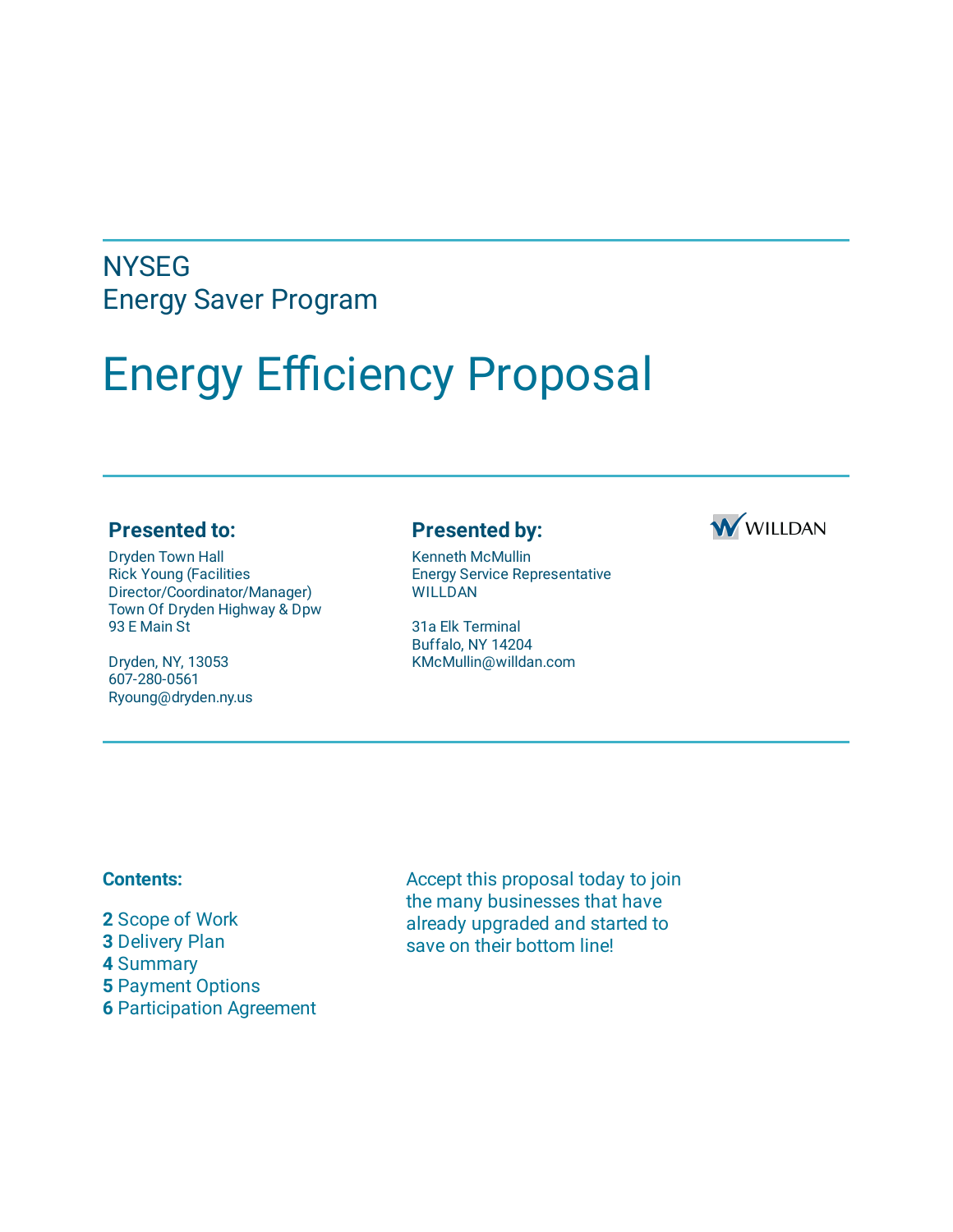NYSEG
Energy Saver Program

# Energy Efficiency Proposal

**Presented to:**

Dryden Town Hall
Rick Young (Facilities Director/Coordinator/Manager)
Town Of Dryden Highway & Dpw
93 E Main St

Dryden, NY, 13053
607-280-0561
Ryoung@dryden.ny.us

**Presented by:**

Kenneth McMullin
Energy Service Representative
WILLDAN

31a Elk Terminal
Buffalo, NY 14204
KMcMullin@willdan.com

WILLDAN

**Contents:**

**2** Scope of Work
**3** Delivery Plan
**4** Summary
**5** Payment Options
**6** Participation Agreement

Accept this proposal today to join the many businesses that have already upgraded and started to save on their bottom line!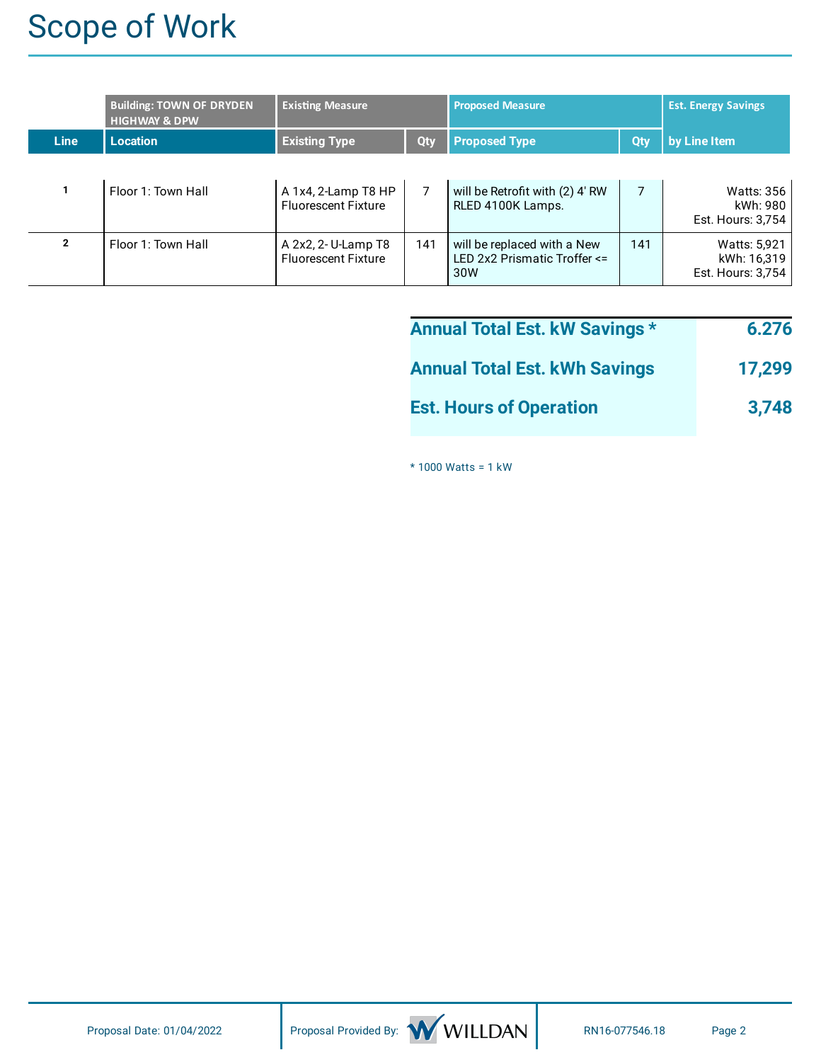# Scope of Work

| | Building: TOWN OF DRYDEN HIGHWAY & DPW | Existing Measure | | Proposed Measure | | Est. Energy Savings |
|---|---|---|---|---|---|---|
| **Line** | **Location** | **Existing Type** | **Qty** | **Proposed Type** | **Qty** | **by Line Item** |
| 1 | Floor 1: Town Hall | A 1x4, 2-Lamp T8 HP Fluorescent Fixture | 7 | will be Retrofit with (2) 4' RW RLED 4100K Lamps. | 7 | Watts: 356<br>kWh: 980<br>Est. Hours: 3,754 |
| 2 | Floor 1: Town Hall | A 2x2, 2- U-Lamp T8 Fluorescent Fixture | 141 | will be replaced with a New LED 2x2 Prismatic Troffer <= 30W | 141 | Watts: 5,921<br>kWh: 16,319<br>Est. Hours: 3,754 |

| | |
|---|---|
| **Annual Total Est. kW Savings *** | **6.276** |
| **Annual Total Est. kWh Savings** | **17,299** |
| **Est. Hours of Operation** | **3,748** |

* 1000 Watts = 1 kW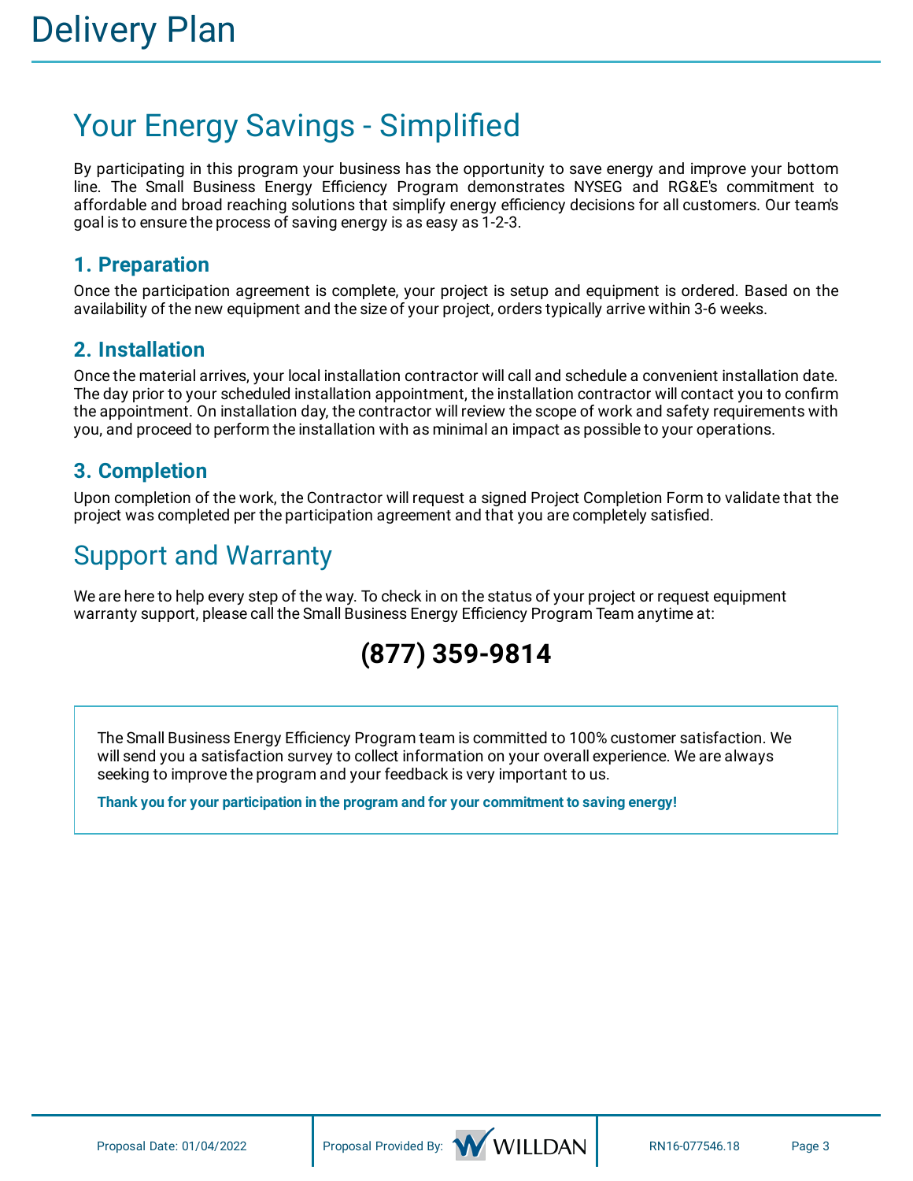# Delivery Plan

## Your Energy Savings - Simplified

By participating in this program your business has the opportunity to save energy and improve your bottom line. The Small Business Energy Efficiency Program demonstrates NYSEG and RG&E's commitment to affordable and broad reaching solutions that simplify energy efficiency decisions for all customers. Our team's goal is to ensure the process of saving energy is as easy as 1-2-3.

### 1. Preparation

Once the participation agreement is complete, your project is setup and equipment is ordered. Based on the availability of the new equipment and the size of your project, orders typically arrive within 3-6 weeks.

### 2. Installation

Once the material arrives, your local installation contractor will call and schedule a convenient installation date. The day prior to your scheduled installation appointment, the installation contractor will contact you to confirm the appointment. On installation day, the contractor will review the scope of work and safety requirements with you, and proceed to perform the installation with as minimal an impact as possible to your operations.

### 3. Completion

Upon completion of the work, the Contractor will request a signed Project Completion Form to validate that the project was completed per the participation agreement and that you are completely satisfied.

## Support and Warranty

We are here to help every step of the way. To check in on the status of your project or request equipment warranty support, please call the Small Business Energy Efficiency Program Team anytime at:

**(877) 359-9814**

The Small Business Energy Efficiency Program team is committed to 100% customer satisfaction. We will send you a satisfaction survey to collect information on your overall experience. We are always seeking to improve the program and your feedback is very important to us.

**Thank you for your participation in the program and for your commitment to saving energy!**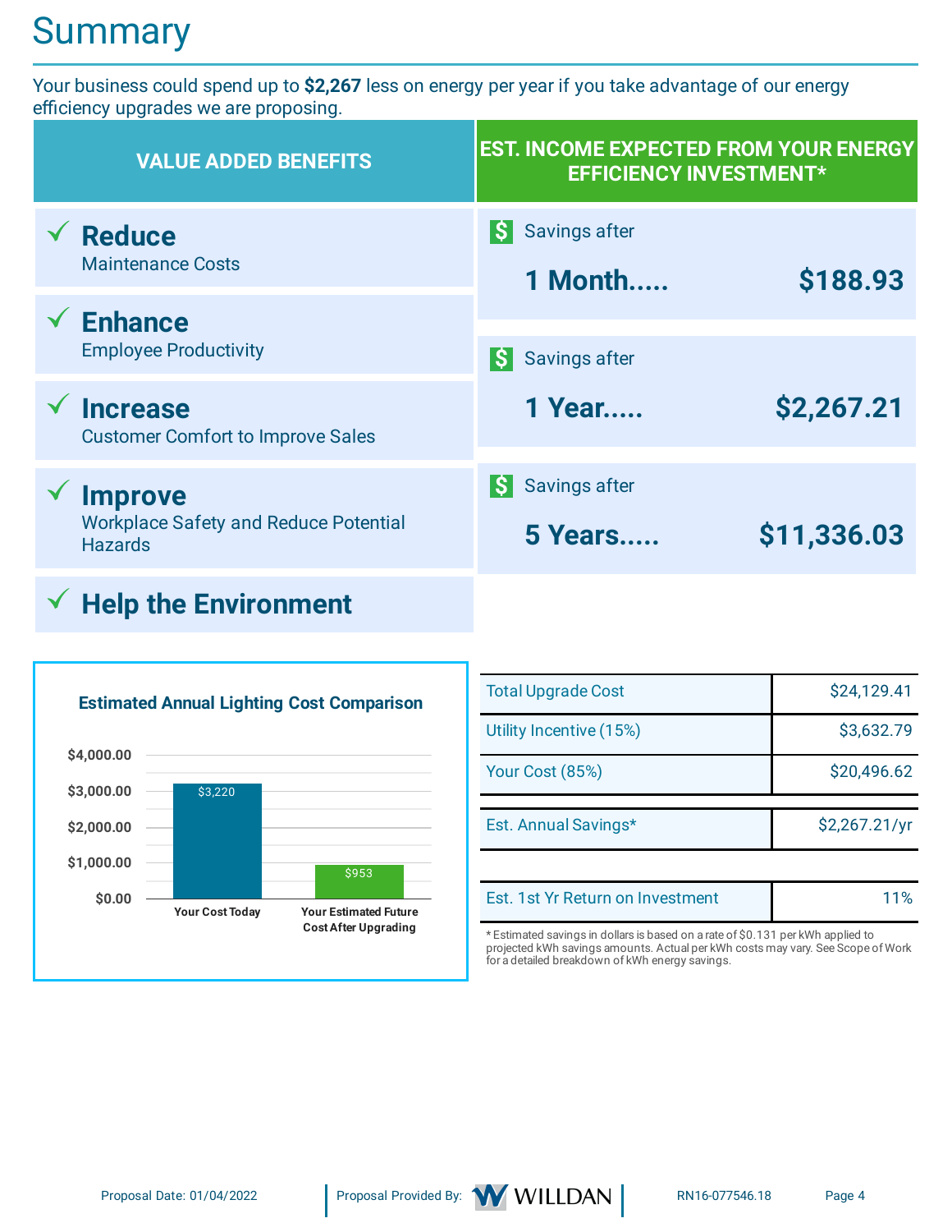# Summary

Your business could spend up to **$2,267** less on energy per year if you take advantage of our energy efficiency upgrades we are proposing.

| VALUE ADDED BENEFITS | EST. INCOME EXPECTED FROM YOUR ENERGY EFFICIENCY INVESTMENT* |
|---|---|
| ✓ **Reduce** Maintenance Costs | Savings after **1 Month..... $188.93** |
| ✓ **Enhance** Employee Productivity | Savings after **1 Year..... $2,267.21** |
| ✓ **Increase** Customer Comfort to Improve Sales | Savings after **5 Years..... $11,336.03** |
| ✓ **Improve** Workplace Safety and Reduce Potential Hazards | |
| ✓ **Help the Environment** | |

**Estimated Annual Lighting Cost Comparison**

| | Cost |
|---|---|
| Your Cost Today | $3,220 |
| Your Estimated Future Cost After Upgrading | $953 |

| | |
|---|---|
| Total Upgrade Cost | $24,129.41 |
| Utility Incentive (15%) | $3,632.79 |
| Your Cost (85%) | $20,496.62 |
| Est. Annual Savings* | $2,267.21/yr |
| Est. 1st Yr Return on Investment | 11% |

* Estimated savings in dollars is based on a rate of $0.131 per kWh applied to projected kWh savings amounts. Actual per kWh costs may vary. See Scope of Work for a detailed breakdown of kWh energy savings.

Proposal Date: 01/04/2022 | Proposal Provided By: WILLDAN | RN16-077546.18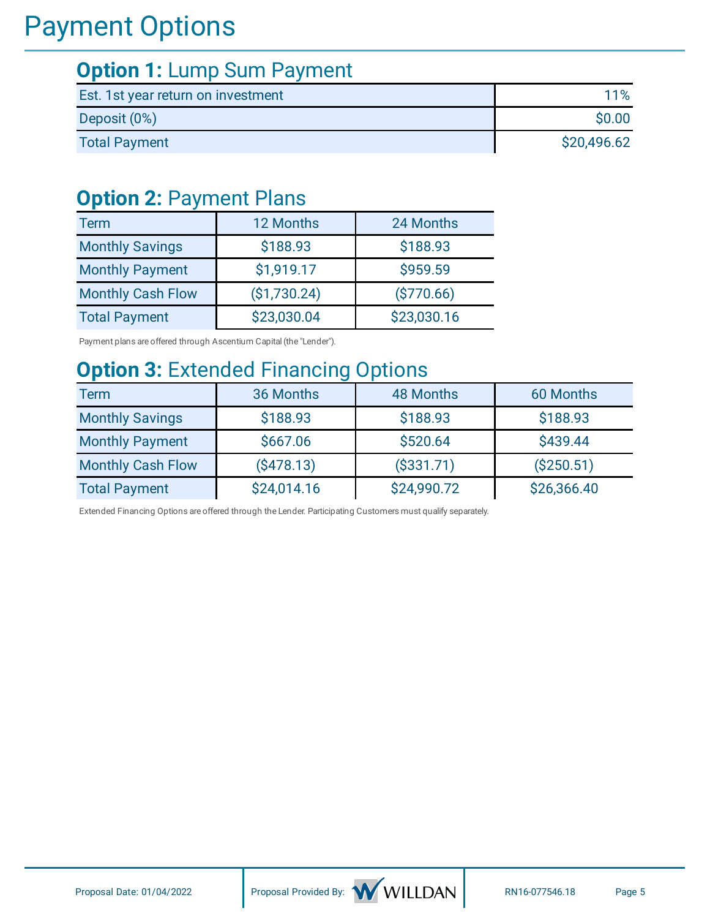# Payment Options

## **Option 1:** Lump Sum Payment

| Est. 1st year return on investment | 11% |
|---|---|
| Deposit (0%) | $0.00 |
| Total Payment | $20,496.62 |

## **Option 2:** Payment Plans

| Term | 12 Months | 24 Months |
|---|---|---|
| Monthly Savings | $188.93 | $188.93 |
| Monthly Payment | $1,919.17 | $959.59 |
| Monthly Cash Flow | ($1,730.24) | ($770.66) |
| Total Payment | $23,030.04 | $23,030.16 |

Payment plans are offered through Ascentium Capital (the "Lender").

## **Option 3:** Extended Financing Options

| Term | 36 Months | 48 Months | 60 Months |
|---|---|---|---|
| Monthly Savings | $188.93 | $188.93 | $188.93 |
| Monthly Payment | $667.06 | $520.64 | $439.44 |
| Monthly Cash Flow | ($478.13) | ($331.71) | ($250.51) |
| Total Payment | $24,014.16 | $24,990.72 | $26,366.40 |

Extended Financing Options are offered through the Lender. Participating Customers must qualify separately.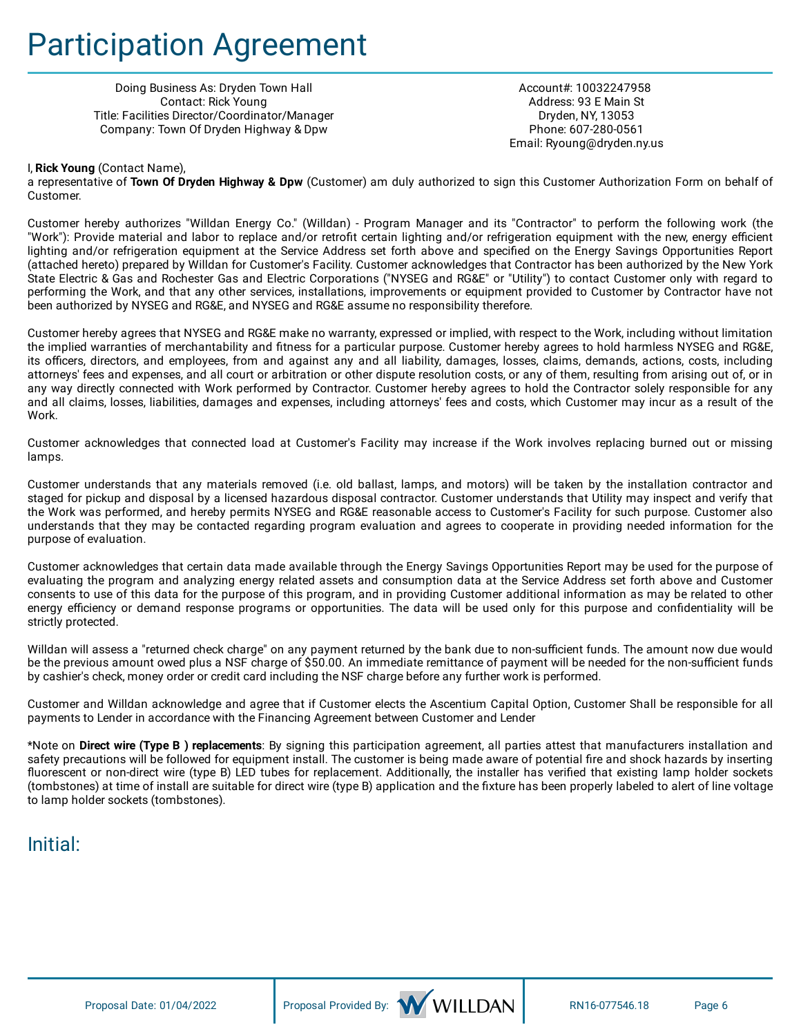# Participation Agreement

Doing Business As: Dryden Town Hall
Contact: Rick Young
Title: Facilities Director/Coordinator/Manager
Company: Town Of Dryden Highway & Dpw

Account#: 10032247958
Address: 93 E Main St
Dryden, NY, 13053
Phone: 607-280-0561
Email: Ryoung@dryden.ny.us

I, **Rick Young** (Contact Name),
a representative of **Town Of Dryden Highway & Dpw** (Customer) am duly authorized to sign this Customer Authorization Form on behalf of Customer.

Customer hereby authorizes "Willdan Energy Co." (Willdan) - Program Manager and its "Contractor" to perform the following work (the "Work"): Provide material and labor to replace and/or retrofit certain lighting and/or refrigeration equipment with the new, energy efficient lighting and/or refrigeration equipment at the Service Address set forth above and specified on the Energy Savings Opportunities Report (attached hereto) prepared by Willdan for Customer's Facility. Customer acknowledges that Contractor has been authorized by the New York State Electric & Gas and Rochester Gas and Electric Corporations ("NYSEG and RG&E" or "Utility") to contact Customer only with regard to performing the Work, and that any other services, installations, improvements or equipment provided to Customer by Contractor have not been authorized by NYSEG and RG&E, and NYSEG and RG&E assume no responsibility therefore.

Customer hereby agrees that NYSEG and RG&E make no warranty, expressed or implied, with respect to the Work, including without limitation the implied warranties of merchantability and fitness for a particular purpose. Customer hereby agrees to hold harmless NYSEG and RG&E, its officers, directors, and employees, from and against any and all liability, damages, losses, claims, demands, actions, costs, including attorneys' fees and expenses, and all court or arbitration or other dispute resolution costs, or any of them, resulting from arising out of, or in any way directly connected with Work performed by Contractor. Customer hereby agrees to hold the Contractor solely responsible for any and all claims, losses, liabilities, damages and expenses, including attorneys' fees and costs, which Customer may incur as a result of the Work.

Customer acknowledges that connected load at Customer's Facility may increase if the Work involves replacing burned out or missing lamps.

Customer understands that any materials removed (i.e. old ballast, lamps, and motors) will be taken by the installation contractor and staged for pickup and disposal by a licensed hazardous disposal contractor. Customer understands that Utility may inspect and verify that the Work was performed, and hereby permits NYSEG and RG&E reasonable access to Customer's Facility for such purpose. Customer also understands that they may be contacted regarding program evaluation and agrees to cooperate in providing needed information for the purpose of evaluation.

Customer acknowledges that certain data made available through the Energy Savings Opportunities Report may be used for the purpose of evaluating the program and analyzing energy related assets and consumption data at the Service Address set forth above and Customer consents to use of this data for the purpose of this program, and in providing Customer additional information as may be related to other energy efficiency or demand response programs or opportunities. The data will be used only for this purpose and confidentiality will be strictly protected.

Willdan will assess a "returned check charge" on any payment returned by the bank due to non-sufficient funds. The amount now due would be the previous amount owed plus a NSF charge of $50.00. An immediate remittance of payment will be needed for the non-sufficient funds by cashier's check, money order or credit card including the NSF charge before any further work is performed.

Customer and Willdan acknowledge and agree that if Customer elects the Ascentium Capital Option, Customer Shall be responsible for all payments to Lender in accordance with the Financing Agreement between Customer and Lender

*Note on **Direct wire (Type B ) replacements**: By signing this participation agreement, all parties attest that manufacturers installation and safety precautions will be followed for equipment install. The customer is being made aware of potential fire and shock hazards by inserting fluorescent or non-direct wire (type B) LED tubes for replacement. Additionally, the installer has verified that existing lamp holder sockets (tombstones) at time of install are suitable for direct wire (type B) application and the fixture has been properly labeled to alert of line voltage to lamp holder sockets (tombstones).

## Initial:

Proposal Date: 01/04/2022 | Proposal Provided By: WILLDAN | RN16-077546.18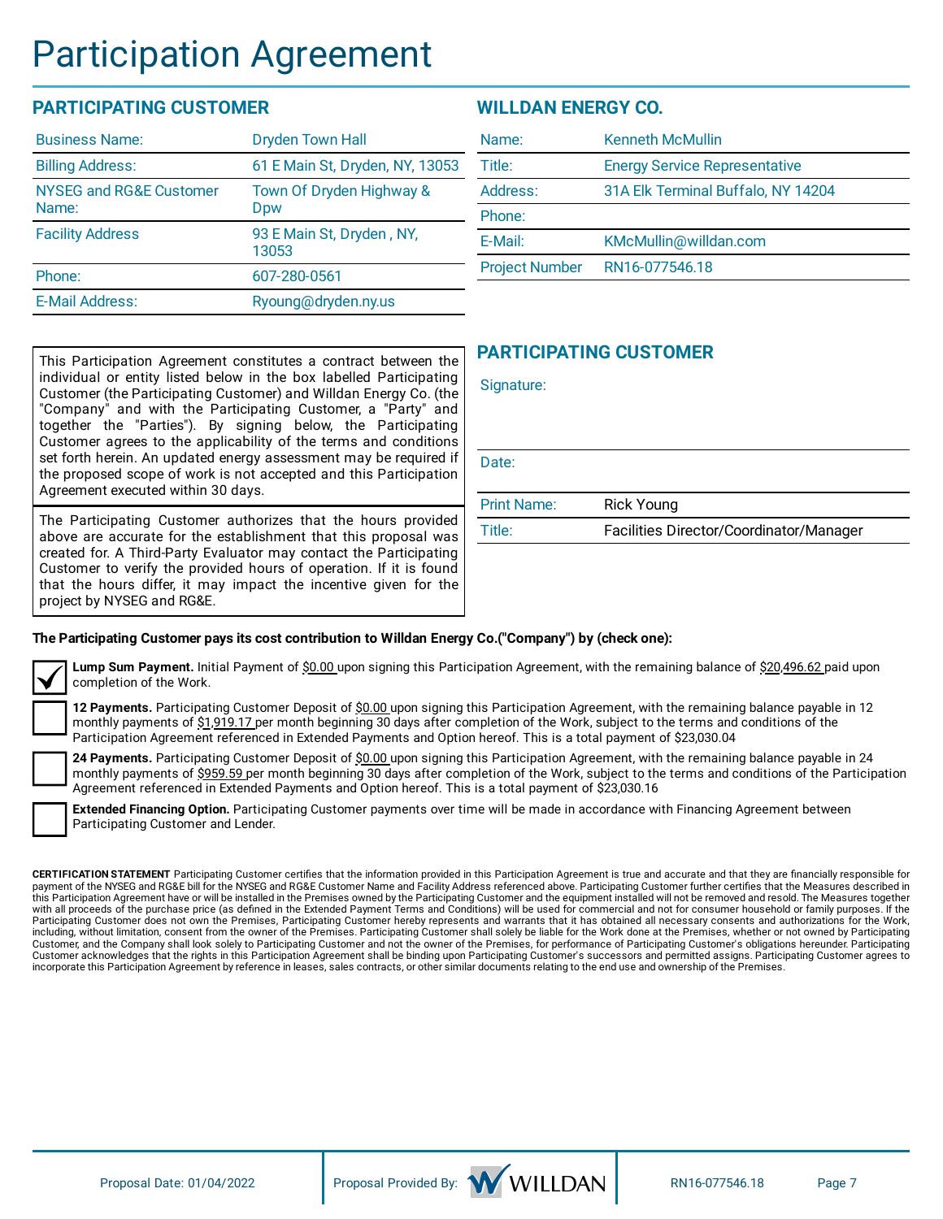# Participation Agreement

## PARTICIPATING CUSTOMER

| | |
|---|---|
| Business Name: | Dryden Town Hall |
| Billing Address: | 61 E Main St, Dryden, NY, 13053 |
| NYSEG and RG&E Customer Name: | Town Of Dryden Highway & Dpw |
| Facility Address | 93 E Main St, Dryden , NY, 13053 |
| Phone: | 607-280-0561 |
| E-Mail Address: | Ryoung@dryden.ny.us |

## WILLDAN ENERGY CO.

| | |
|---|---|
| Name: | Kenneth McMullin |
| Title: | Energy Service Representative |
| Address: | 31A Elk Terminal Buffalo, NY 14204 |
| Phone: | |
| E-Mail: | KMcMullin@willdan.com |
| Project Number | RN16-077546.18 |

This Participation Agreement constitutes a contract between the individual or entity listed below in the box labelled Participating Customer (the Participating Customer) and Willdan Energy Co. (the "Company" and with the Participating Customer, a "Party" and together the "Parties"). By signing below, the Participating Customer agrees to the applicability of the terms and conditions set forth herein. An updated energy assessment may be required if the proposed scope of work is not accepted and this Participation Agreement executed within 30 days.

The Participating Customer authorizes that the hours provided above are accurate for the establishment that this proposal was created for. A Third-Party Evaluator may contact the Participating Customer to verify the provided hours of operation. If it is found that the hours differ, it may impact the incentive given for the project by NYSEG and RG&E.

## PARTICIPATING CUSTOMER

| | |
|---|---|
| Signature: | |
| Date: | |
| Print Name: | Rick Young |
| Title: | Facilities Director/Coordinator/Manager |

**The Participating Customer pays its cost contribution to Willdan Energy Co.("Company") by (check one):**

- [x] **Lump Sum Payment.** Initial Payment of $0.00 upon signing this Participation Agreement, with the remaining balance of $20,496.62 paid upon completion of the Work.
- [ ] **12 Payments.** Participating Customer Deposit of $0.00 upon signing this Participation Agreement, with the remaining balance payable in 12 monthly payments of $1,919.17 per month beginning 30 days after completion of the Work, subject to the terms and conditions of the Participation Agreement referenced in Extended Payments and Option hereof. This is a total payment of $23,030.04
- [ ] **24 Payments.** Participating Customer Deposit of $0.00 upon signing this Participation Agreement, with the remaining balance payable in 24 monthly payments of $959.59 per month beginning 30 days after completion of the Work, subject to the terms and conditions of the Participation Agreement referenced in Extended Payments and Option hereof. This is a total payment of $23,030.16
- [ ] **Extended Financing Option.** Participating Customer payments over time will be made in accordance with Financing Agreement between Participating Customer and Lender.

**CERTIFICATION STATEMENT** Participating Customer certifies that the information provided in this Participation Agreement is true and accurate and that they are financially responsible for payment of the NYSEG and RG&E bill for the NYSEG and RG&E Customer Name and Facility Address referenced above. Participating Customer further certifies that the Measures described in this Participation Agreement have or will be installed in the Premises owned by the Participating Customer and the equipment installed will not be removed and resold. The Measures together with all proceeds of the purchase price (as defined in the Extended Payment Terms and Conditions) will be used for commercial and not for consumer household or family purposes. If the Participating Customer does not own the Premises, Participating Customer hereby represents and warrants that it has obtained all necessary consents and authorizations for the Work, including, without limitation, consent from the owner of the Premises. Participating Customer shall solely be liable for the Work done at the Premises, whether or not owned by Participating Customer, and the Company shall look solely to Participating Customer and not the owner of the Premises, for performance of Participating Customer's obligations hereunder. Participating Customer acknowledges that the rights in this Participation Agreement shall be binding upon Participating Customer's successors and permitted assigns. Participating Customer agrees to incorporate this Participation Agreement by reference in leases, sales contracts, or other similar documents relating to the end use and ownership of the Premises.